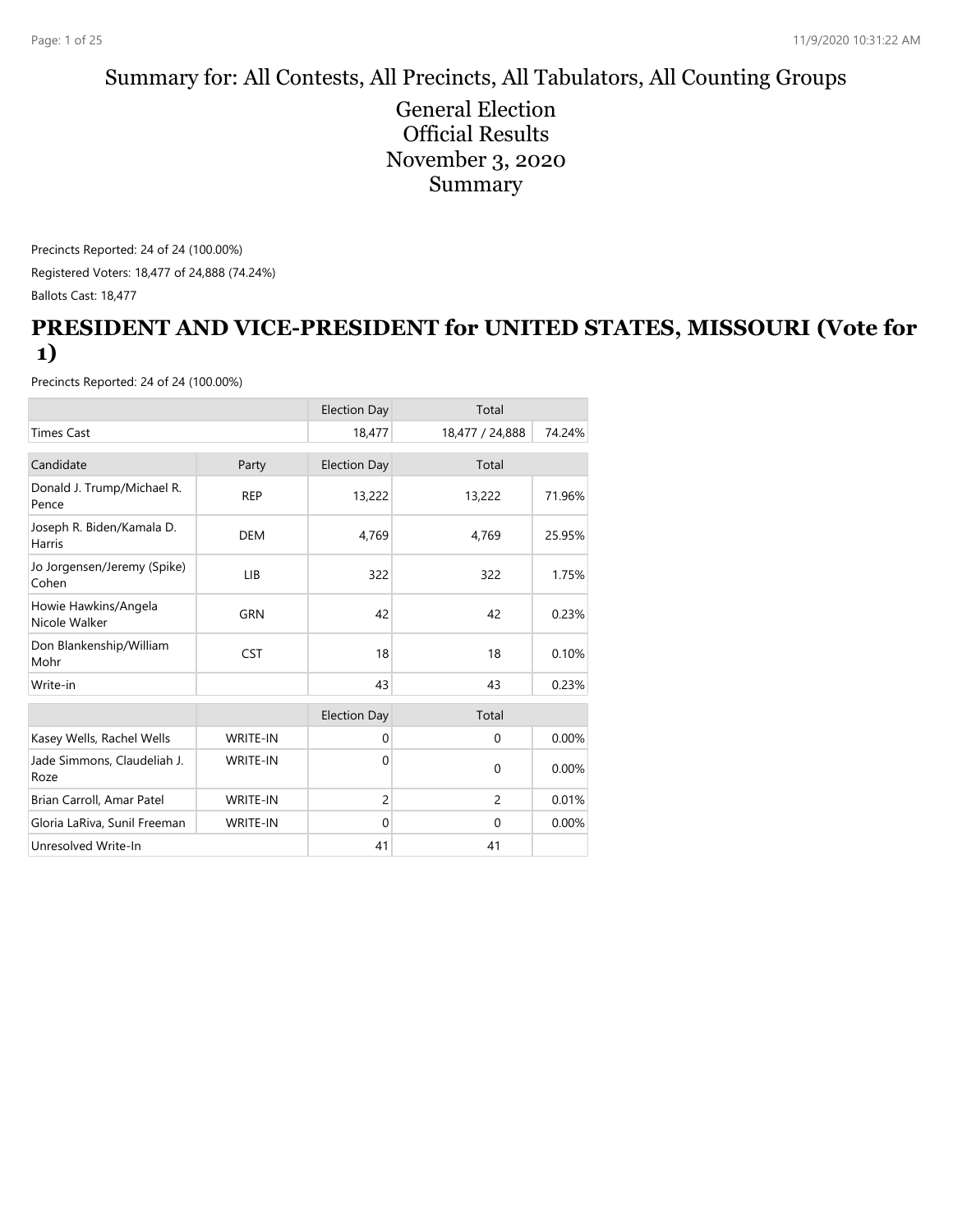Summary for: All Contests, All Precincts, All Tabulators, All Counting Groups

General Election
Official Results
November 3, 2020
Summary

Precincts Reported: 24 of 24 (100.00%)

Registered Voters: 18,477 of 24,888 (74.24%)

Ballots Cast: 18,477

## PRESIDENT AND VICE-PRESIDENT for UNITED STATES, MISSOURI (Vote for 1)

Precincts Reported: 24 of 24 (100.00%)

| | | Election Day | Total | |
|---|---|---|---|---|
| Times Cast | | 18,477 | 18,477 / 24,888 | 74.24% |

| Candidate | Party | Election Day | Total | |
|---|---|---|---|---|
| Donald J. Trump/Michael R. Pence | REP | 13,222 | 13,222 | 71.96% |
| Joseph R. Biden/Kamala D. Harris | DEM | 4,769 | 4,769 | 25.95% |
| Jo Jorgensen/Jeremy (Spike) Cohen | LIB | 322 | 322 | 1.75% |
| Howie Hawkins/Angela Nicole Walker | GRN | 42 | 42 | 0.23% |
| Don Blankenship/William Mohr | CST | 18 | 18 | 0.10% |
| Write-in | | 43 | 43 | 0.23% |

| | | Election Day | Total | |
|---|---|---|---|---|
| Kasey Wells, Rachel Wells | WRITE-IN | 0 | 0 | 0.00% |
| Jade Simmons, Claudeliah J. Roze | WRITE-IN | 0 | 0 | 0.00% |
| Brian Carroll, Amar Patel | WRITE-IN | 2 | 2 | 0.01% |
| Gloria LaRiva, Sunil Freeman | WRITE-IN | 0 | 0 | 0.00% |
| Unresolved Write-In | | 41 | 41 | |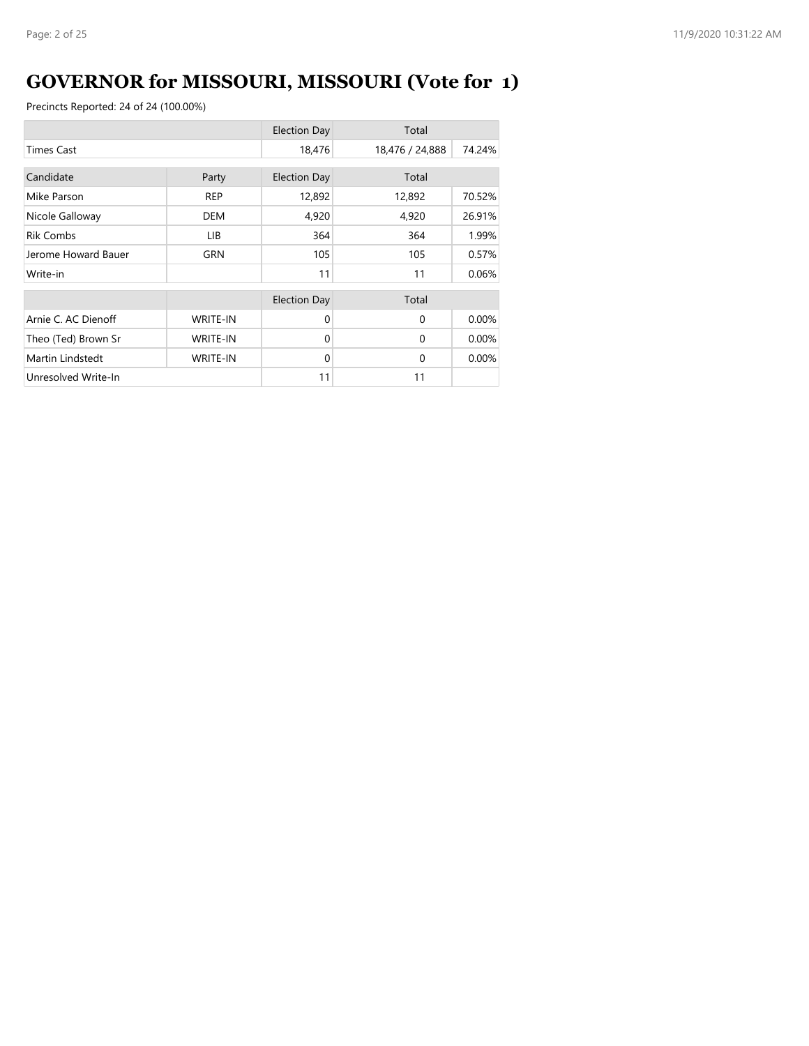# GOVERNOR for MISSOURI, MISSOURI (Vote for 1)

Precincts Reported: 24 of 24 (100.00%)

| | | Election Day | Total | |
|---|---|---|---|---|
| Times Cast | | 18,476 | 18,476 / 24,888 | 74.24% |

| Candidate | Party | Election Day | Total | |
|---|---|---|---|---|
| Mike Parson | REP | 12,892 | 12,892 | 70.52% |
| Nicole Galloway | DEM | 4,920 | 4,920 | 26.91% |
| Rik Combs | LIB | 364 | 364 | 1.99% |
| Jerome Howard Bauer | GRN | 105 | 105 | 0.57% |
| Write-in | | 11 | 11 | 0.06% |

| | | Election Day | Total | |
|---|---|---|---|---|
| Arnie C. AC Dienoff | WRITE-IN | 0 | 0 | 0.00% |
| Theo (Ted) Brown Sr | WRITE-IN | 0 | 0 | 0.00% |
| Martin Lindstedt | WRITE-IN | 0 | 0 | 0.00% |
| Unresolved Write-In | | 11 | 11 | |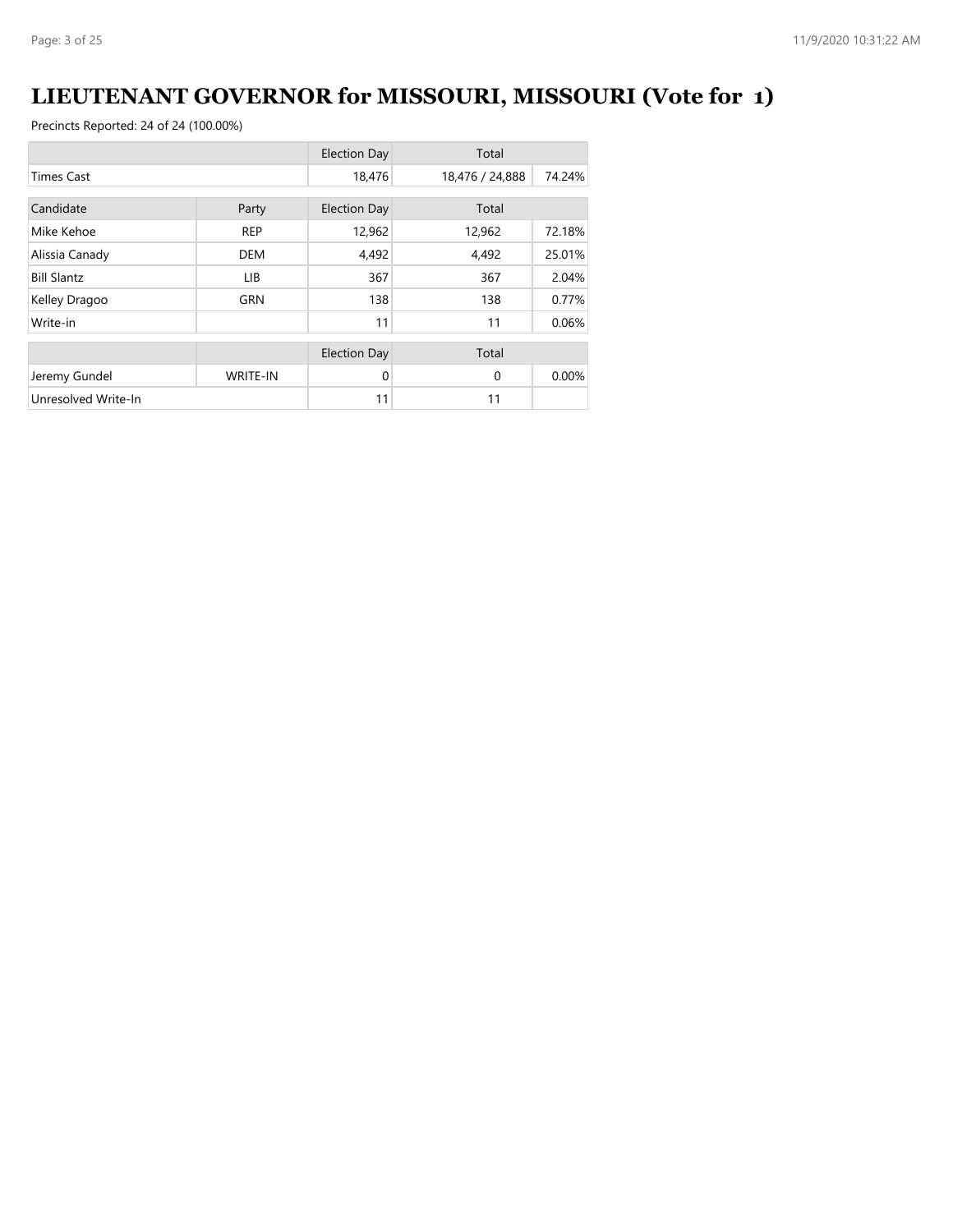# LIEUTENANT GOVERNOR for MISSOURI, MISSOURI (Vote for 1)

Precincts Reported: 24 of 24 (100.00%)

| | | Election Day | Total | |
|---|---|---|---|---|
| Times Cast | | 18,476 | 18,476 / 24,888 | 74.24% |

| Candidate | Party | Election Day | Total | |
|---|---|---|---|---|
| Mike Kehoe | REP | 12,962 | 12,962 | 72.18% |
| Alissia Canady | DEM | 4,492 | 4,492 | 25.01% |
| Bill Slantz | LIB | 367 | 367 | 2.04% |
| Kelley Dragoo | GRN | 138 | 138 | 0.77% |
| Write-in | | 11 | 11 | 0.06% |

| | | Election Day | Total | |
|---|---|---|---|---|
| Jeremy Gundel | WRITE-IN | 0 | 0 | 0.00% |
| Unresolved Write-In | | 11 | 11 | |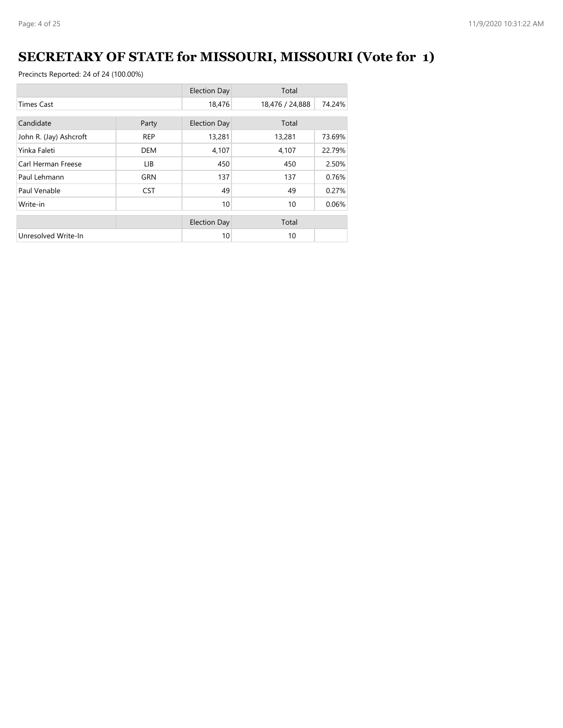# SECRETARY OF STATE for MISSOURI, MISSOURI (Vote for 1)

Precincts Reported: 24 of 24 (100.00%)

| | | Election Day | Total | |
|---|---|---|---|---|
| Times Cast | | 18,476 | 18,476 / 24,888 | 74.24% |

| Candidate | Party | Election Day | Total | |
|---|---|---|---|---|
| John R. (Jay) Ashcroft | REP | 13,281 | 13,281 | 73.69% |
| Yinka Faleti | DEM | 4,107 | 4,107 | 22.79% |
| Carl Herman Freese | LIB | 450 | 450 | 2.50% |
| Paul Lehmann | GRN | 137 | 137 | 0.76% |
| Paul Venable | CST | 49 | 49 | 0.27% |
| Write-in | | 10 | 10 | 0.06% |

| | | Election Day | Total | |
|---|---|---|---|---|
| Unresolved Write-In | | 10 | 10 | |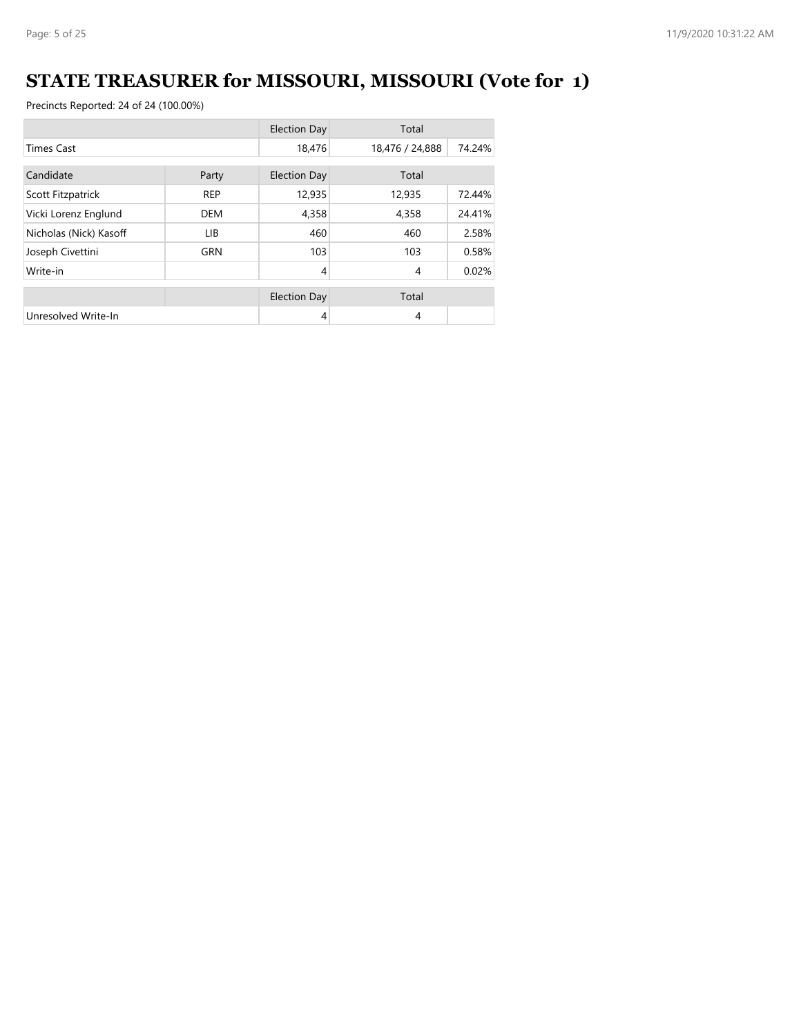# STATE TREASURER for MISSOURI, MISSOURI (Vote for 1)

Precincts Reported: 24 of 24 (100.00%)

| | | Election Day | Total | |
|---|---|---|---|---|
| Times Cast | | 18,476 | 18,476 / 24,888 | 74.24% |

| Candidate | Party | Election Day | Total | |
|---|---|---|---|---|
| Scott Fitzpatrick | REP | 12,935 | 12,935 | 72.44% |
| Vicki Lorenz Englund | DEM | 4,358 | 4,358 | 24.41% |
| Nicholas (Nick) Kasoff | LIB | 460 | 460 | 2.58% |
| Joseph Civettini | GRN | 103 | 103 | 0.58% |
| Write-in | | 4 | 4 | 0.02% |

| | | Election Day | Total | |
|---|---|---|---|---|
| Unresolved Write-In | | 4 | 4 | |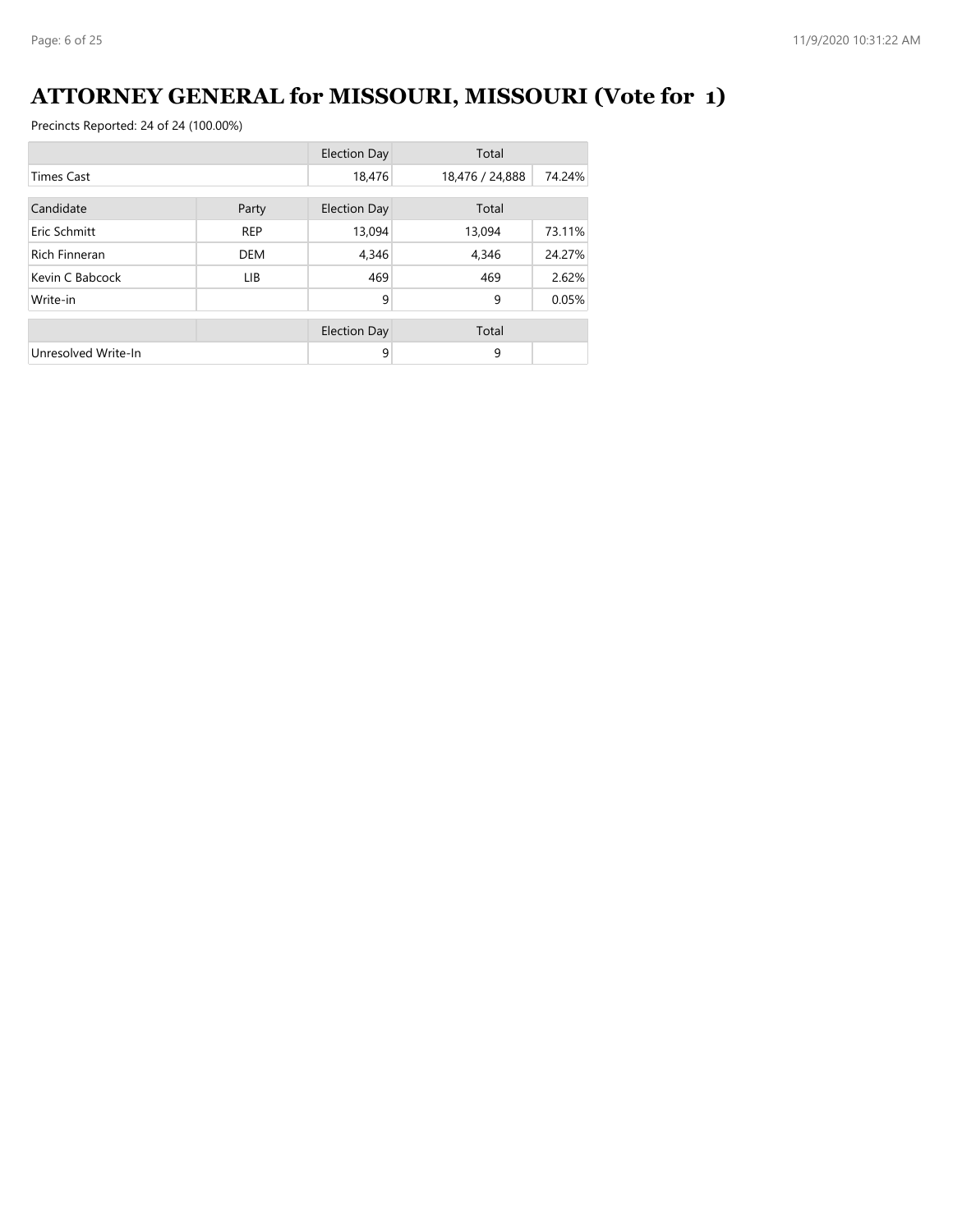# ATTORNEY GENERAL for MISSOURI, MISSOURI (Vote for 1)

Precincts Reported: 24 of 24 (100.00%)

| | | Election Day | Total | |
|---|---|---|---|---|
| Times Cast | | 18,476 | 18,476 / 24,888 | 74.24% |

| Candidate | Party | Election Day | Total | |
|---|---|---|---|---|
| Eric Schmitt | REP | 13,094 | 13,094 | 73.11% |
| Rich Finneran | DEM | 4,346 | 4,346 | 24.27% |
| Kevin C Babcock | LIB | 469 | 469 | 2.62% |
| Write-in | | 9 | 9 | 0.05% |

| | | Election Day | Total | |
|---|---|---|---|---|
| Unresolved Write-In | | 9 | 9 | |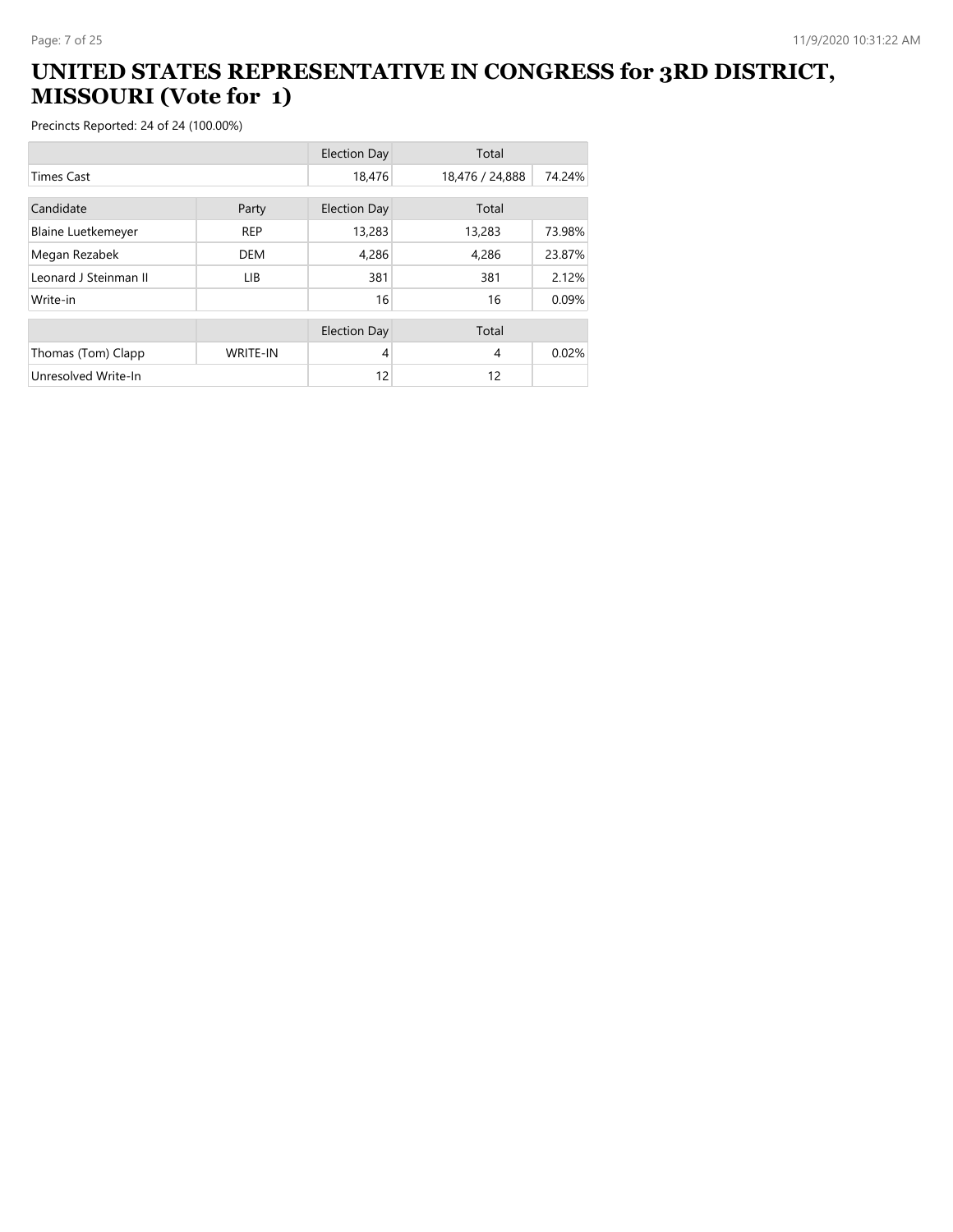# UNITED STATES REPRESENTATIVE IN CONGRESS for 3RD DISTRICT, MISSOURI (Vote for 1)

Precincts Reported: 24 of 24 (100.00%)

| | | Election Day | Total | |
|---|---|---|---|---|
| Times Cast | | 18,476 | 18,476 / 24,888 | 74.24% |

| Candidate | Party | Election Day | Total | |
|---|---|---|---|---|
| Blaine Luetkemeyer | REP | 13,283 | 13,283 | 73.98% |
| Megan Rezabek | DEM | 4,286 | 4,286 | 23.87% |
| Leonard J Steinman II | LIB | 381 | 381 | 2.12% |
| Write-in | | 16 | 16 | 0.09% |

| | | Election Day | Total | |
|---|---|---|---|---|
| Thomas (Tom) Clapp | WRITE-IN | 4 | 4 | 0.02% |
| Unresolved Write-In | | 12 | 12 | |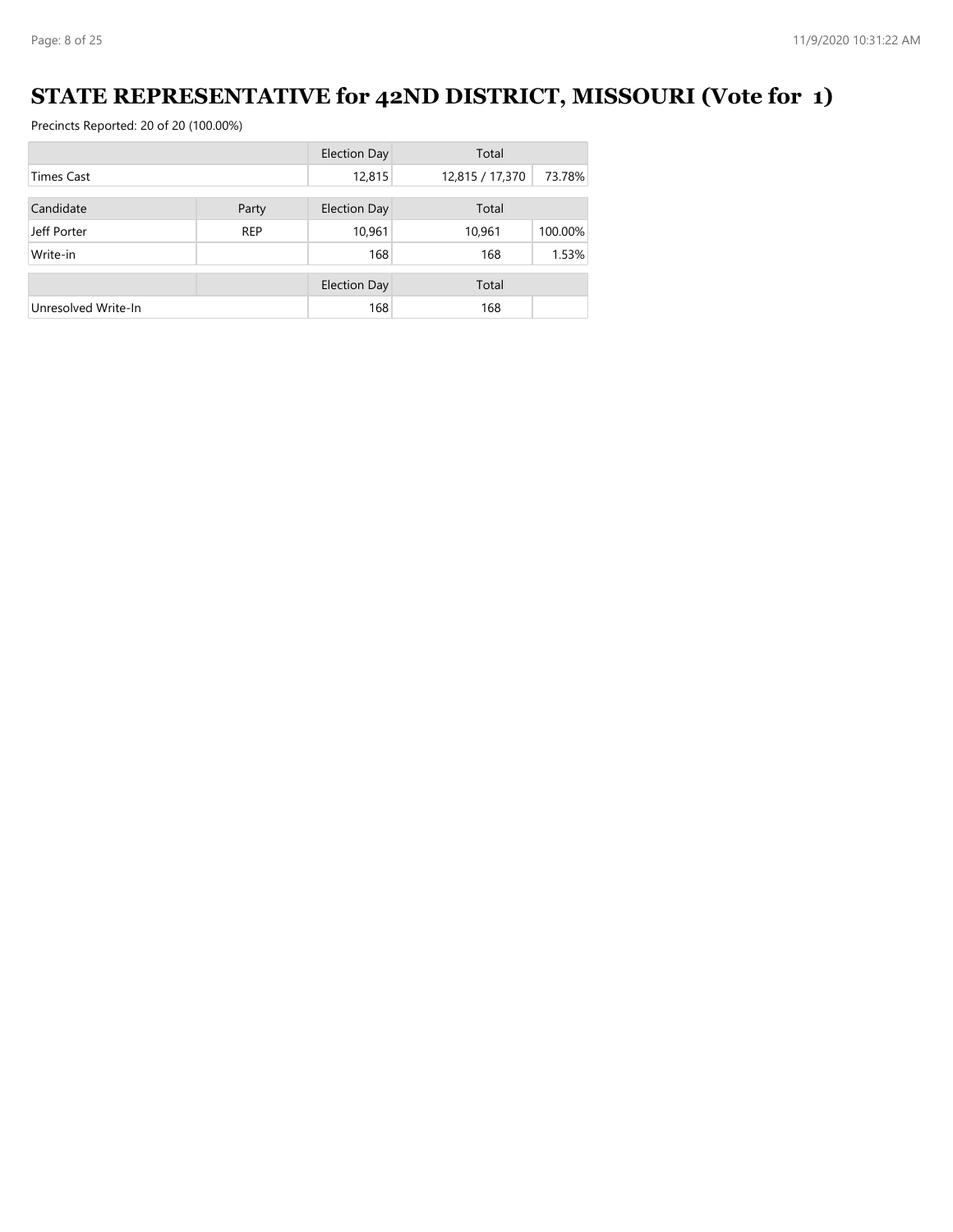# STATE REPRESENTATIVE for 42ND DISTRICT, MISSOURI (Vote for 1)

Precincts Reported: 20 of 20 (100.00%)

| | | Election Day | Total | |
|---|---|---|---|---|
| Times Cast | | 12,815 | 12,815 / 17,370 | 73.78% |

| Candidate | Party | Election Day | Total | |
|---|---|---|---|---|
| Jeff Porter | REP | 10,961 | 10,961 | 100.00% |
| Write-in | | 168 | 168 | 1.53% |

| | | Election Day | Total | |
|---|---|---|---|---|
| Unresolved Write-In | | 168 | 168 | |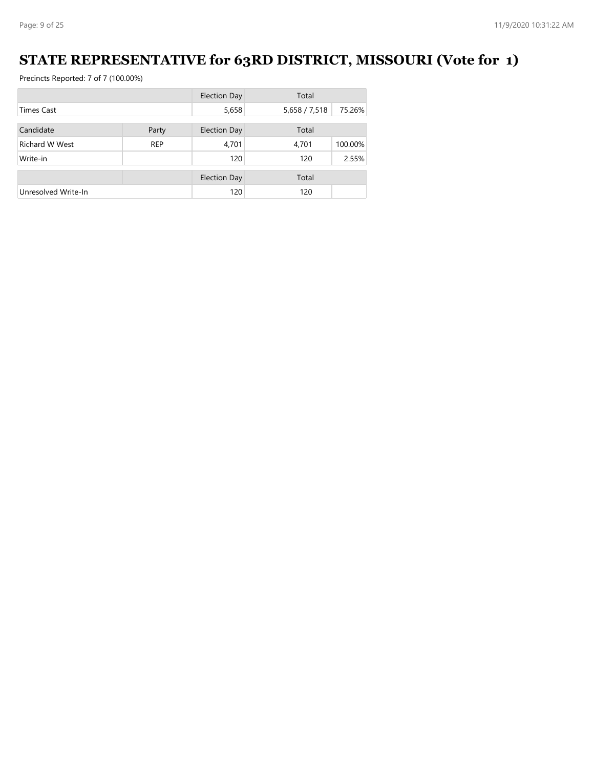# STATE REPRESENTATIVE for 63RD DISTRICT, MISSOURI (Vote for 1)

Precincts Reported: 7 of 7 (100.00%)

| | | Election Day | Total | |
|---|---|---|---|---|
| Times Cast | | 5,658 | 5,658 / 7,518 | 75.26% |

| Candidate | Party | Election Day | Total | |
|---|---|---|---|---|
| Richard W West | REP | 4,701 | 4,701 | 100.00% |
| Write-in | | 120 | 120 | 2.55% |

| | | Election Day | Total | |
|---|---|---|---|---|
| Unresolved Write-In | | 120 | 120 | |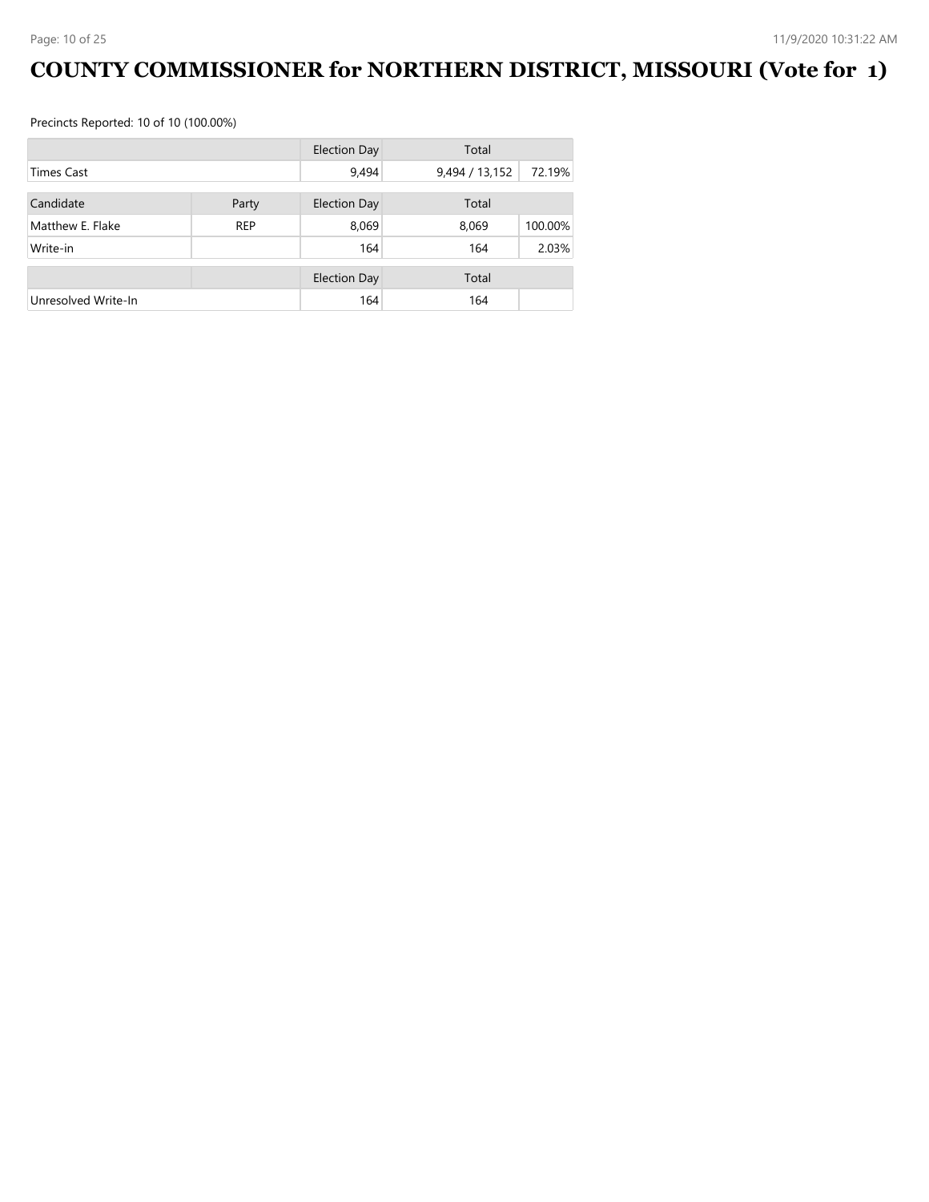# COUNTY COMMISSIONER for NORTHERN DISTRICT, MISSOURI (Vote for 1)

Precincts Reported: 10 of 10 (100.00%)

| | | Election Day | Total | |
|---|---|---|---|---|
| Times Cast | | 9,494 | 9,494 / 13,152 | 72.19% |

| Candidate | Party | Election Day | Total | |
|---|---|---|---|---|
| Matthew E. Flake | REP | 8,069 | 8,069 | 100.00% |
| Write-in | | 164 | 164 | 2.03% |

| | | Election Day | Total | |
|---|---|---|---|---|
| Unresolved Write-In | | 164 | 164 | |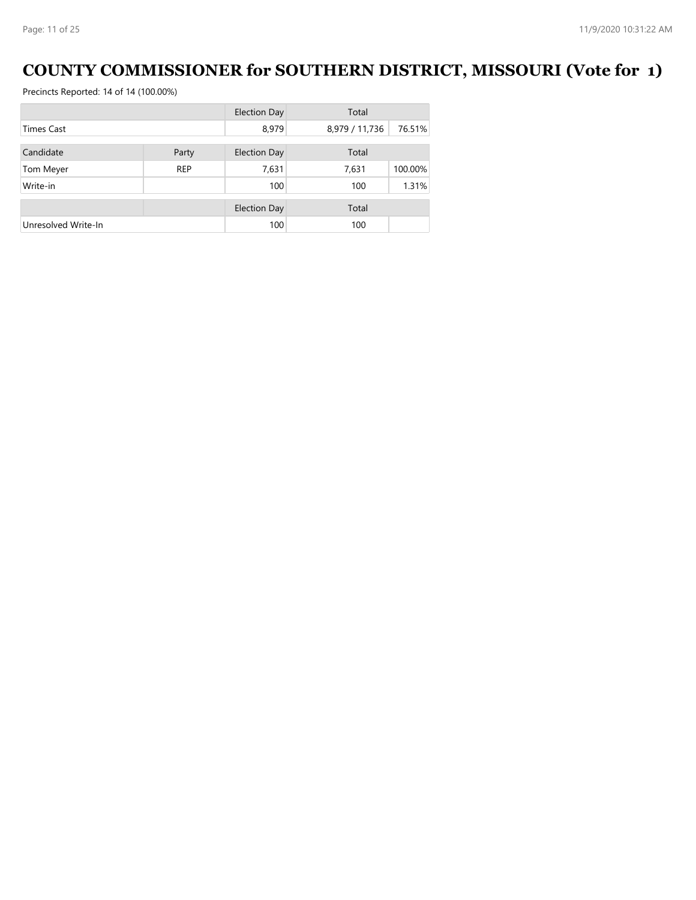# COUNTY COMMISSIONER for SOUTHERN DISTRICT, MISSOURI (Vote for 1)

Precincts Reported: 14 of 14 (100.00%)

| | | Election Day | Total | |
|---|---|---|---|---|
| Times Cast | | 8,979 | 8,979 / 11,736 | 76.51% |

| Candidate | Party | Election Day | Total | |
|---|---|---|---|---|
| Tom Meyer | REP | 7,631 | 7,631 | 100.00% |
| Write-in | | 100 | 100 | 1.31% |

| | | Election Day | Total | |
|---|---|---|---|---|
| Unresolved Write-In | | 100 | 100 | |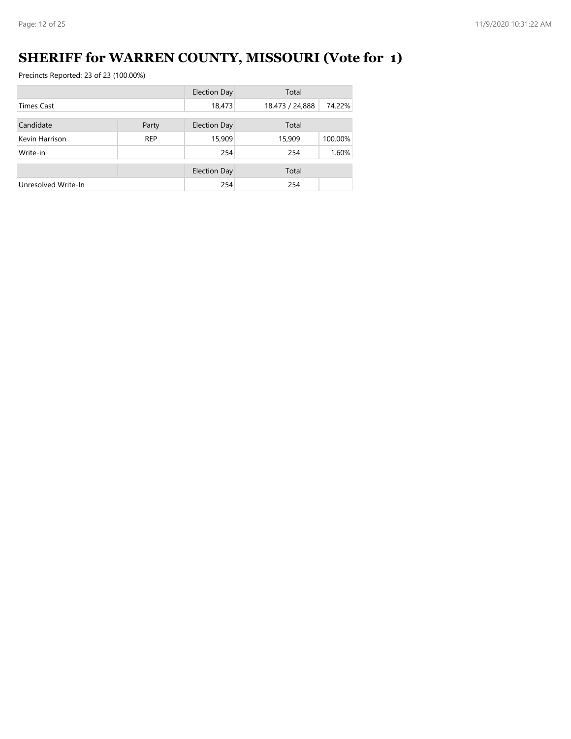# SHERIFF for WARREN COUNTY, MISSOURI (Vote for 1)

Precincts Reported: 23 of 23 (100.00%)

| | | Election Day | Total | |
|---|---|---|---|---|
| Times Cast | | 18,473 | 18,473 / 24,888 | 74.22% |

| Candidate | Party | Election Day | Total | |
|---|---|---|---|---|
| Kevin Harrison | REP | 15,909 | 15,909 | 100.00% |
| Write-in | | 254 | 254 | 1.60% |

| | | Election Day | Total | |
|---|---|---|---|---|
| Unresolved Write-In | | 254 | 254 | |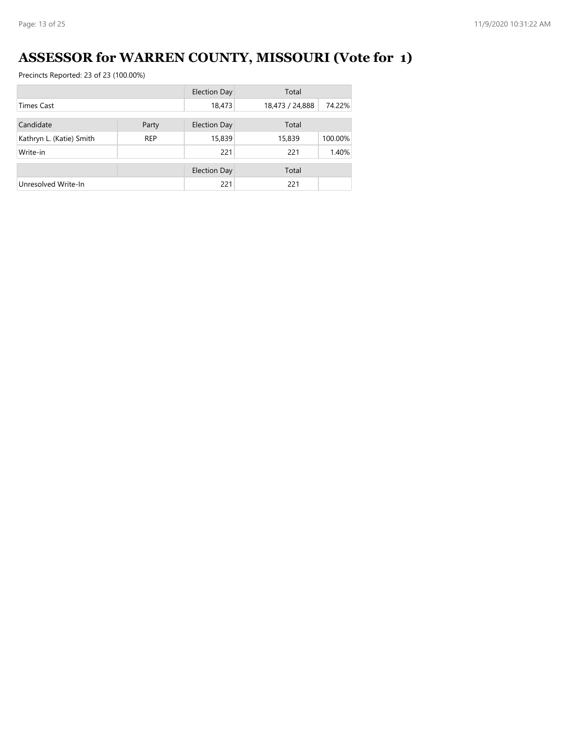# ASSESSOR for WARREN COUNTY, MISSOURI (Vote for 1)

Precincts Reported: 23 of 23 (100.00%)

| | | Election Day | Total | |
|---|---|---|---|---|
| Times Cast | | 18,473 | 18,473 / 24,888 | 74.22% |

| Candidate | Party | Election Day | Total | |
|---|---|---|---|---|
| Kathryn L. (Katie) Smith | REP | 15,839 | 15,839 | 100.00% |
| Write-in | | 221 | 221 | 1.40% |

| | | Election Day | Total | |
|---|---|---|---|---|
| Unresolved Write-In | | 221 | 221 | |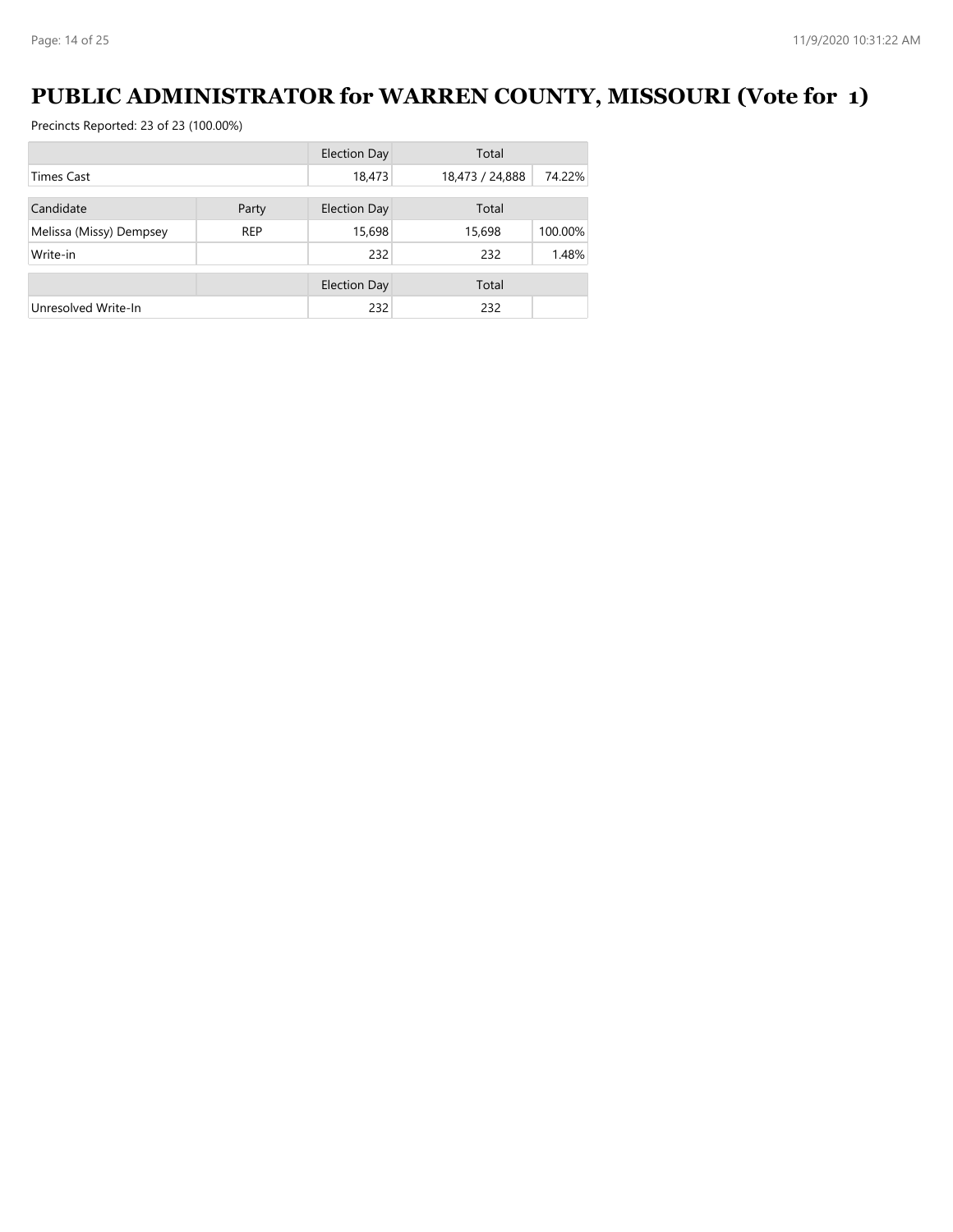# PUBLIC ADMINISTRATOR for WARREN COUNTY, MISSOURI (Vote for 1)

Precincts Reported: 23 of 23 (100.00%)

| | | Election Day | Total | |
|---|---|---|---|---|
| Times Cast | | 18,473 | 18,473 / 24,888 | 74.22% |

| Candidate | Party | Election Day | Total | |
|---|---|---|---|---|
| Melissa (Missy) Dempsey | REP | 15,698 | 15,698 | 100.00% |
| Write-in | | 232 | 232 | 1.48% |

| | | Election Day | Total | |
|---|---|---|---|---|
| Unresolved Write-In | | 232 | 232 | |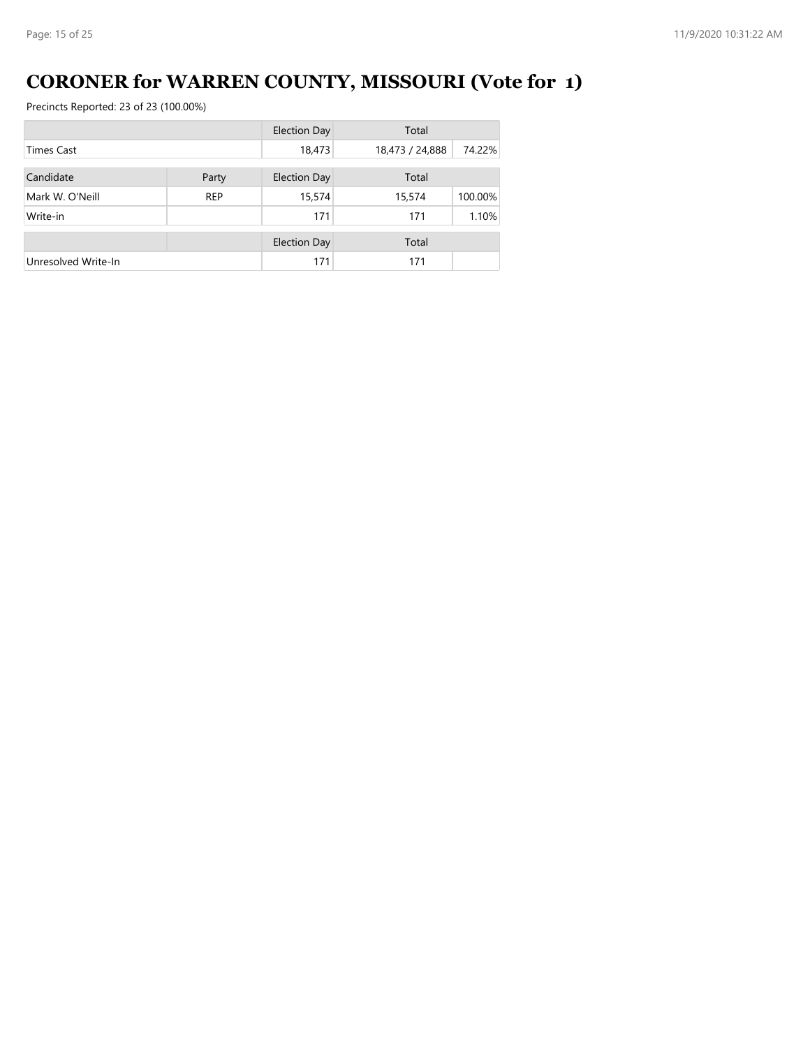# CORONER for WARREN COUNTY, MISSOURI (Vote for 1)

Precincts Reported: 23 of 23 (100.00%)

| | | Election Day | Total | |
|---|---|---|---|---|
| Times Cast | | 18,473 | 18,473 / 24,888 | 74.22% |

| Candidate | Party | Election Day | Total | |
|---|---|---|---|---|
| Mark W. O'Neill | REP | 15,574 | 15,574 | 100.00% |
| Write-in | | 171 | 171 | 1.10% |

| | | Election Day | Total | |
|---|---|---|---|---|
| Unresolved Write-In | | 171 | 171 | |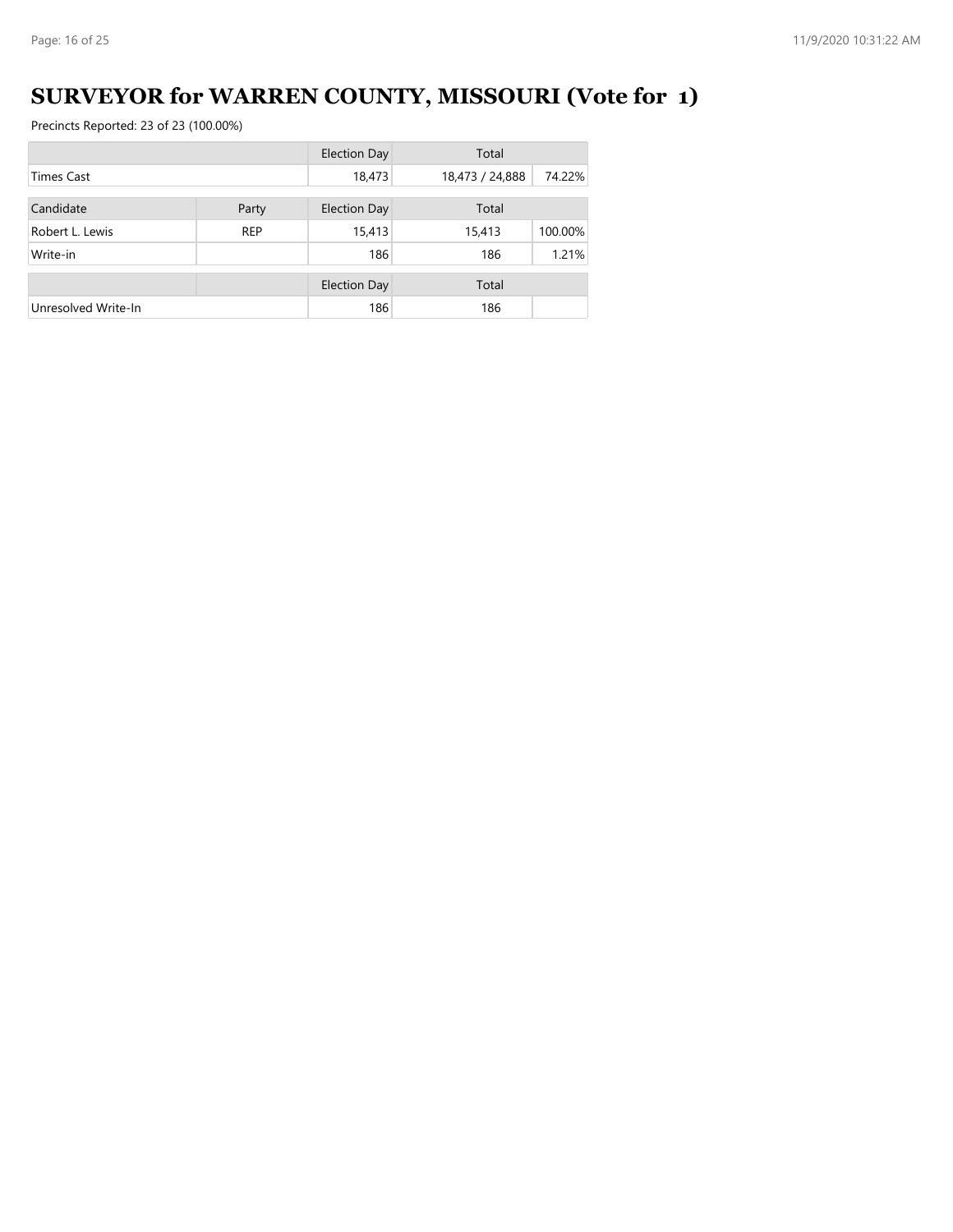# SURVEYOR for WARREN COUNTY, MISSOURI (Vote for 1)

Precincts Reported: 23 of 23 (100.00%)

| | | Election Day | Total | |
|---|---|---|---|---|
| Times Cast | | 18,473 | 18,473 / 24,888 | 74.22% |

| Candidate | Party | Election Day | Total | |
|---|---|---|---|---|
| Robert L. Lewis | REP | 15,413 | 15,413 | 100.00% |
| Write-in | | 186 | 186 | 1.21% |

| | | Election Day | Total | |
|---|---|---|---|---|
| Unresolved Write-In | | 186 | 186 | |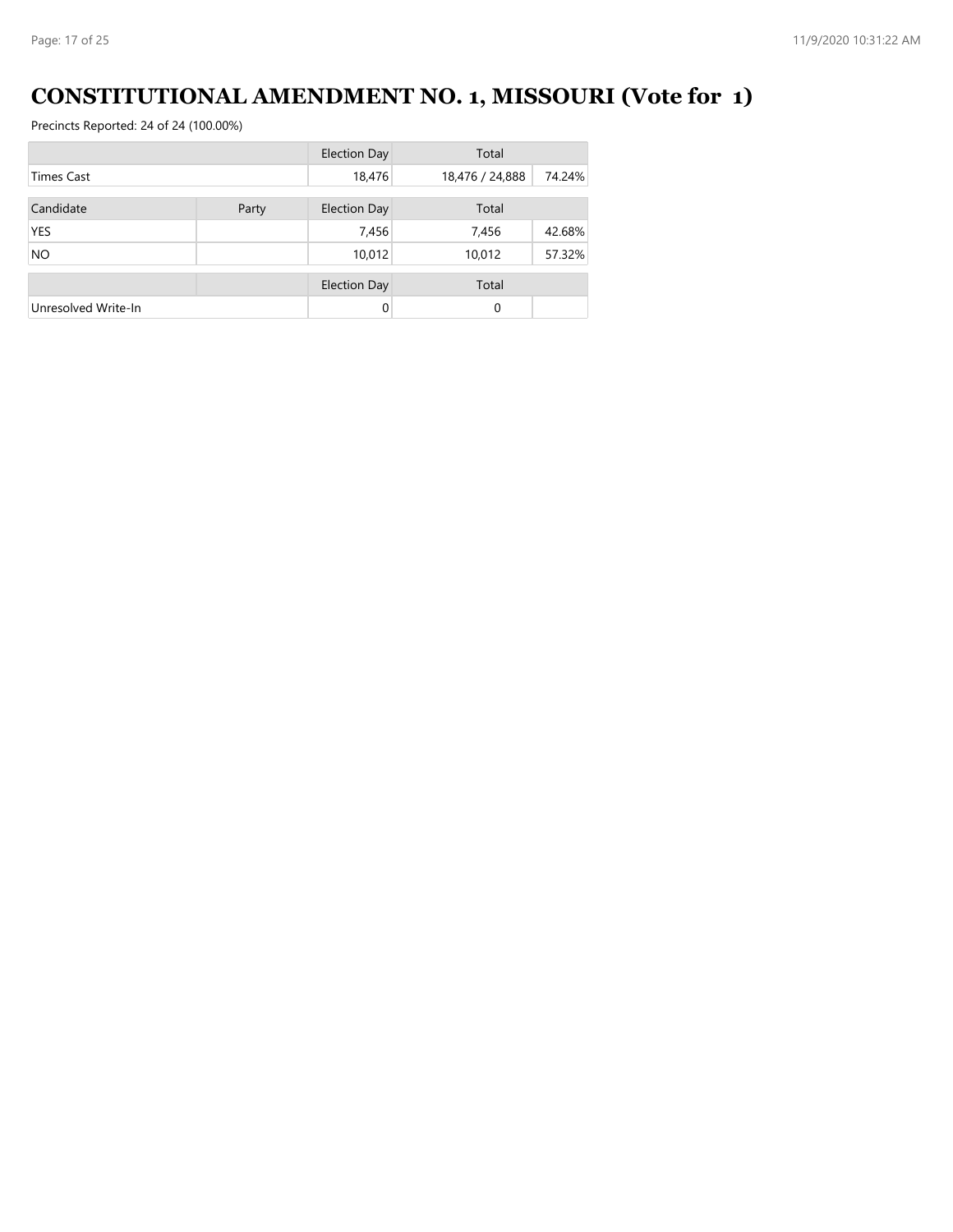# CONSTITUTIONAL AMENDMENT NO. 1, MISSOURI (Vote for 1)

Precincts Reported: 24 of 24 (100.00%)

| | | Election Day | Total | |
|---|---|---|---|---|
| Times Cast | | 18,476 | 18,476 / 24,888 | 74.24% |

| Candidate | Party | Election Day | Total | |
|---|---|---|---|---|
| YES | | 7,456 | 7,456 | 42.68% |
| NO | | 10,012 | 10,012 | 57.32% |

| | | Election Day | Total | |
|---|---|---|---|---|
| Unresolved Write-In | | 0 | 0 | |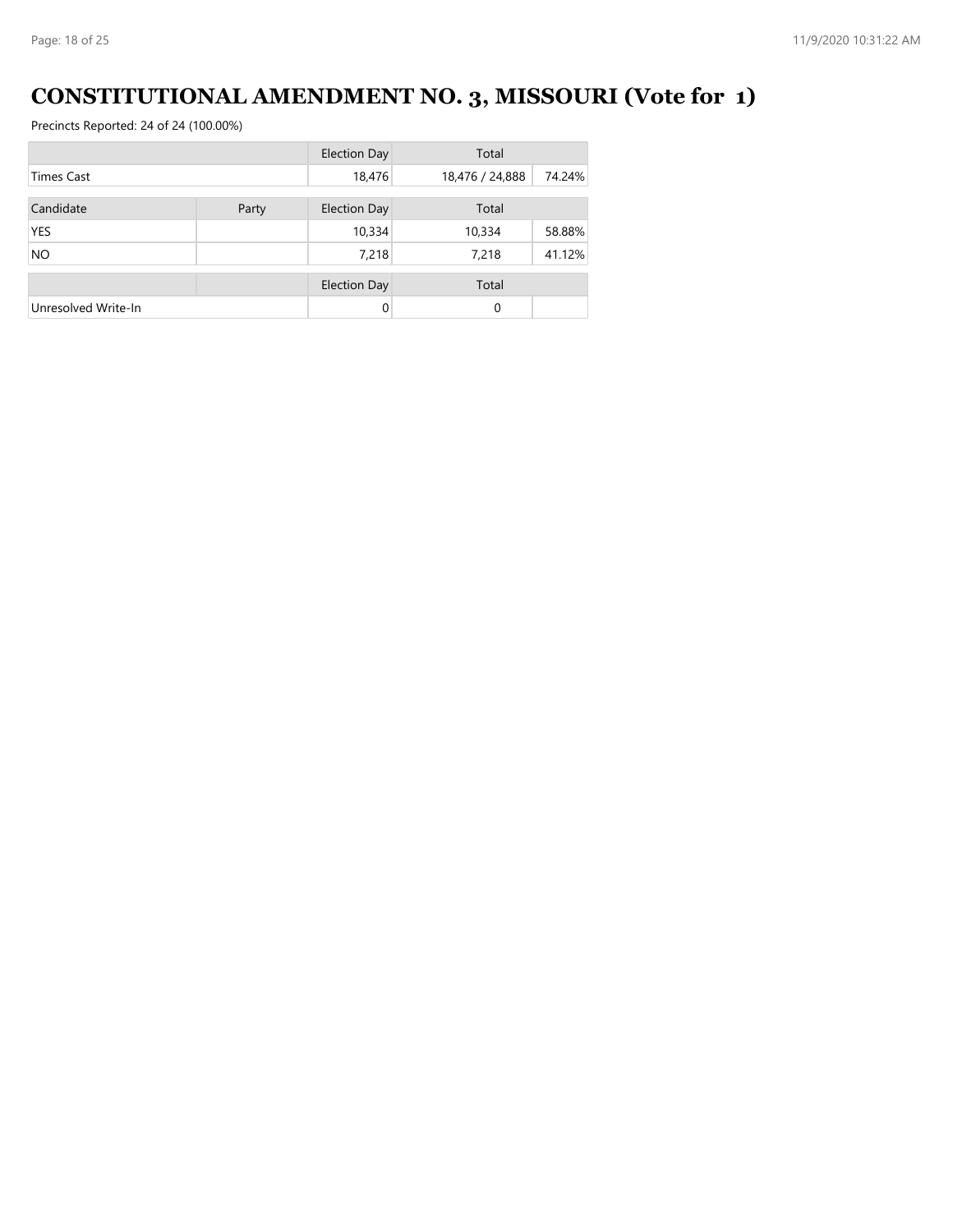# CONSTITUTIONAL AMENDMENT NO. 3, MISSOURI (Vote for 1)

Precincts Reported: 24 of 24 (100.00%)

| | | Election Day | Total | |
|---|---|---|---|---|
| Times Cast | | 18,476 | 18,476 / 24,888 | 74.24% |

| Candidate | Party | Election Day | Total | |
|---|---|---|---|---|
| YES | | 10,334 | 10,334 | 58.88% |
| NO | | 7,218 | 7,218 | 41.12% |

| | | Election Day | Total | |
|---|---|---|---|---|
| Unresolved Write-In | | 0 | 0 | |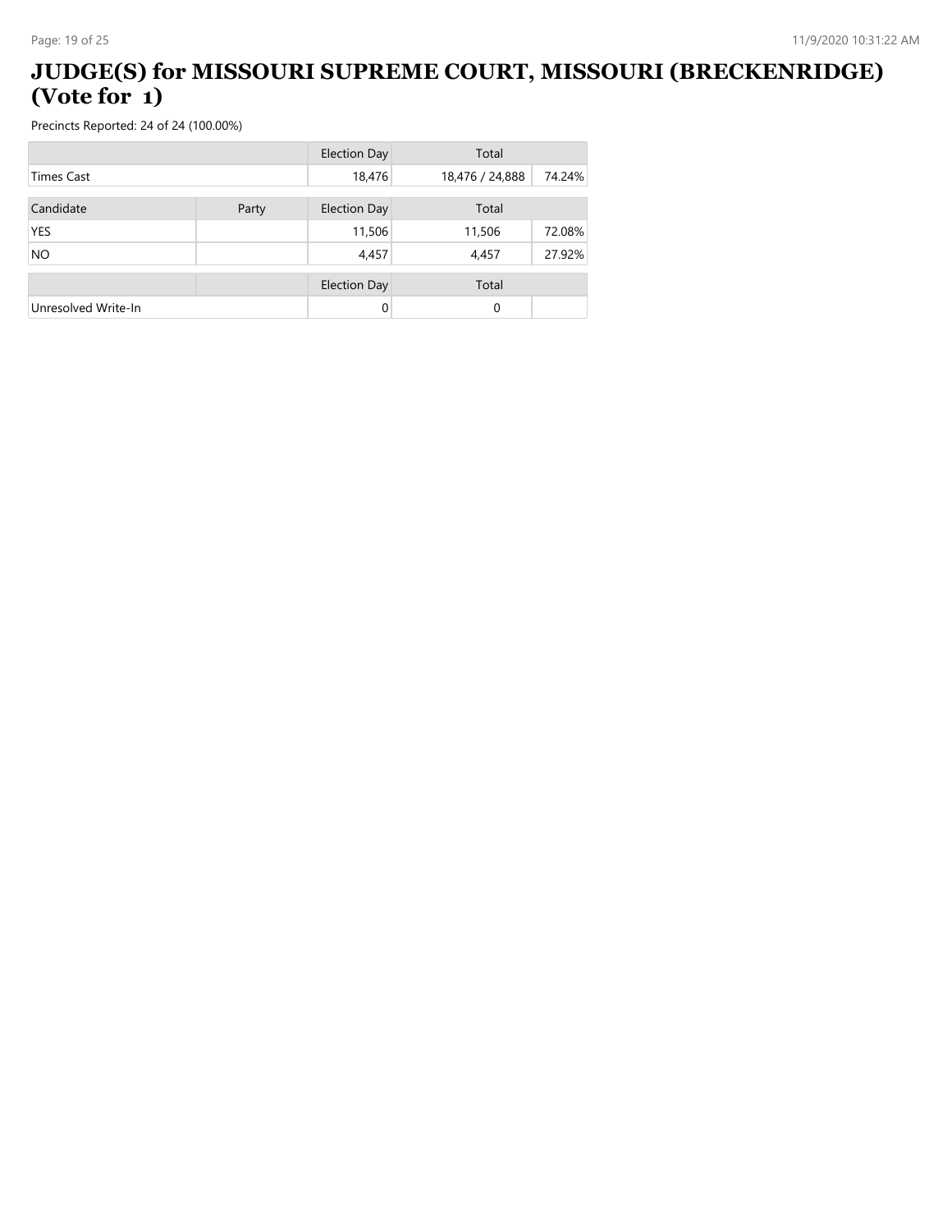# JUDGE(S) for MISSOURI SUPREME COURT, MISSOURI (BRECKENRIDGE) (Vote for 1)

Precincts Reported: 24 of 24 (100.00%)

| | | Election Day | Total | |
|---|---|---|---|---|
| Times Cast | | 18,476 | 18,476 / 24,888 | 74.24% |

| Candidate | Party | Election Day | Total | |
|---|---|---|---|---|
| YES | | 11,506 | 11,506 | 72.08% |
| NO | | 4,457 | 4,457 | 27.92% |

| | | Election Day | Total | |
|---|---|---|---|---|
| Unresolved Write-In | | 0 | 0 | |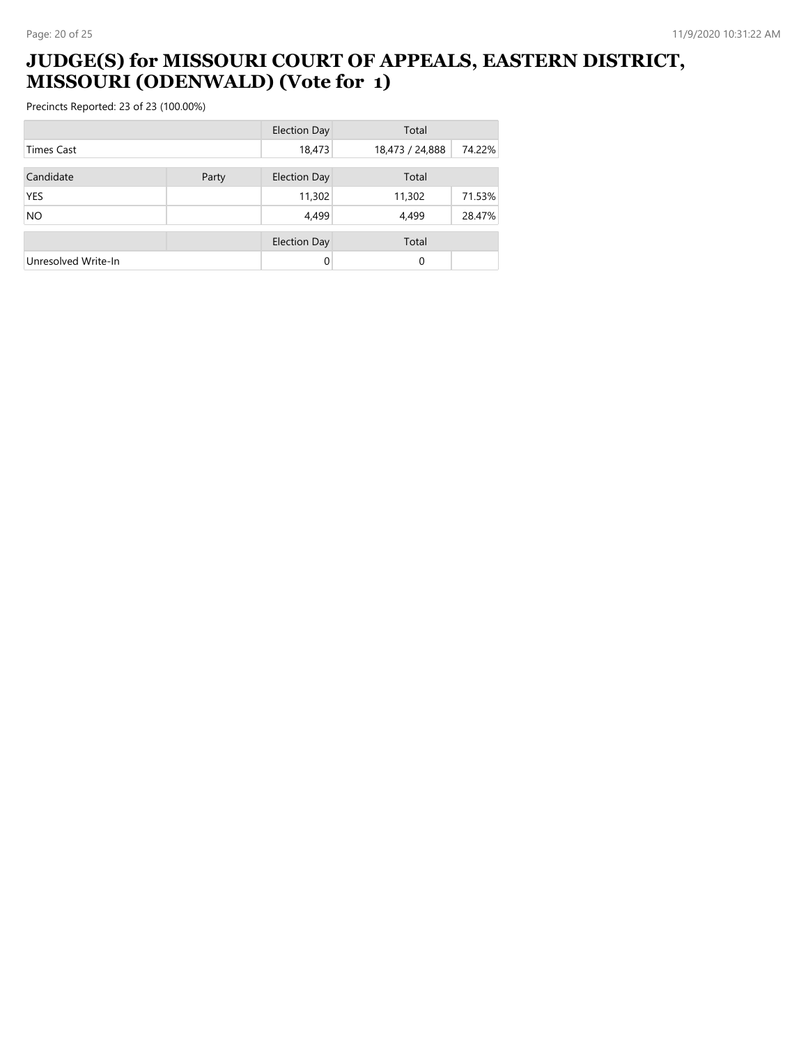# JUDGE(S) for MISSOURI COURT OF APPEALS, EASTERN DISTRICT, MISSOURI (ODENWALD) (Vote for 1)

Precincts Reported: 23 of 23 (100.00%)

| | | Election Day | Total | |
|---|---|---|---|---|
| Times Cast | | 18,473 | 18,473 / 24,888 | 74.22% |

| Candidate | Party | Election Day | Total | |
|---|---|---|---|---|
| YES | | 11,302 | 11,302 | 71.53% |
| NO | | 4,499 | 4,499 | 28.47% |

| | | Election Day | Total | |
|---|---|---|---|---|
| Unresolved Write-In | | 0 | 0 | |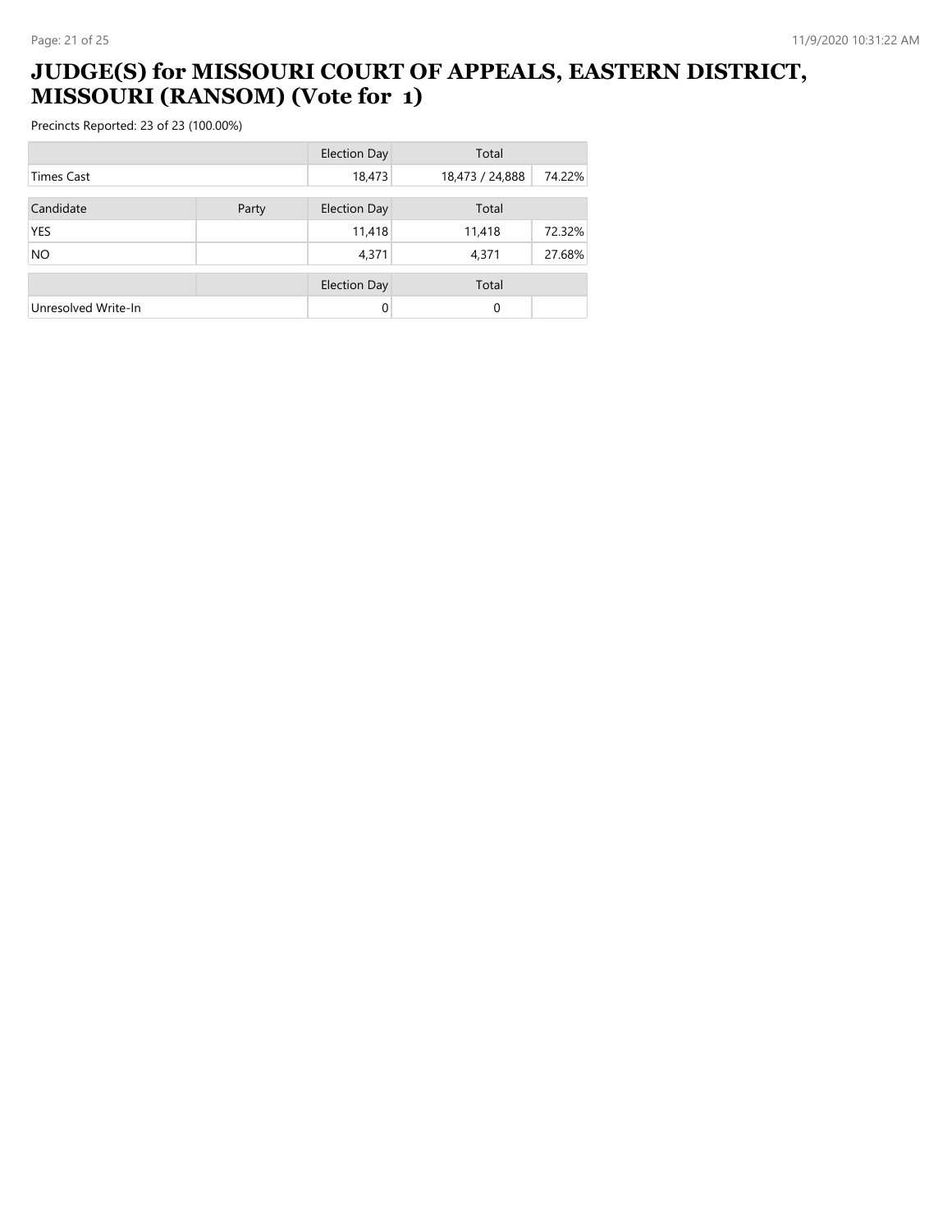# JUDGE(S) for MISSOURI COURT OF APPEALS, EASTERN DISTRICT, MISSOURI (RANSOM) (Vote for 1)

Precincts Reported: 23 of 23 (100.00%)

| | | Election Day | Total | |
|---|---|---|---|---|
| Times Cast | | 18,473 | 18,473 / 24,888 | 74.22% |

| Candidate | Party | Election Day | Total | |
|---|---|---|---|---|
| YES | | 11,418 | 11,418 | 72.32% |
| NO | | 4,371 | 4,371 | 27.68% |

| | | Election Day | Total | |
|---|---|---|---|---|
| Unresolved Write-In | | 0 | 0 | |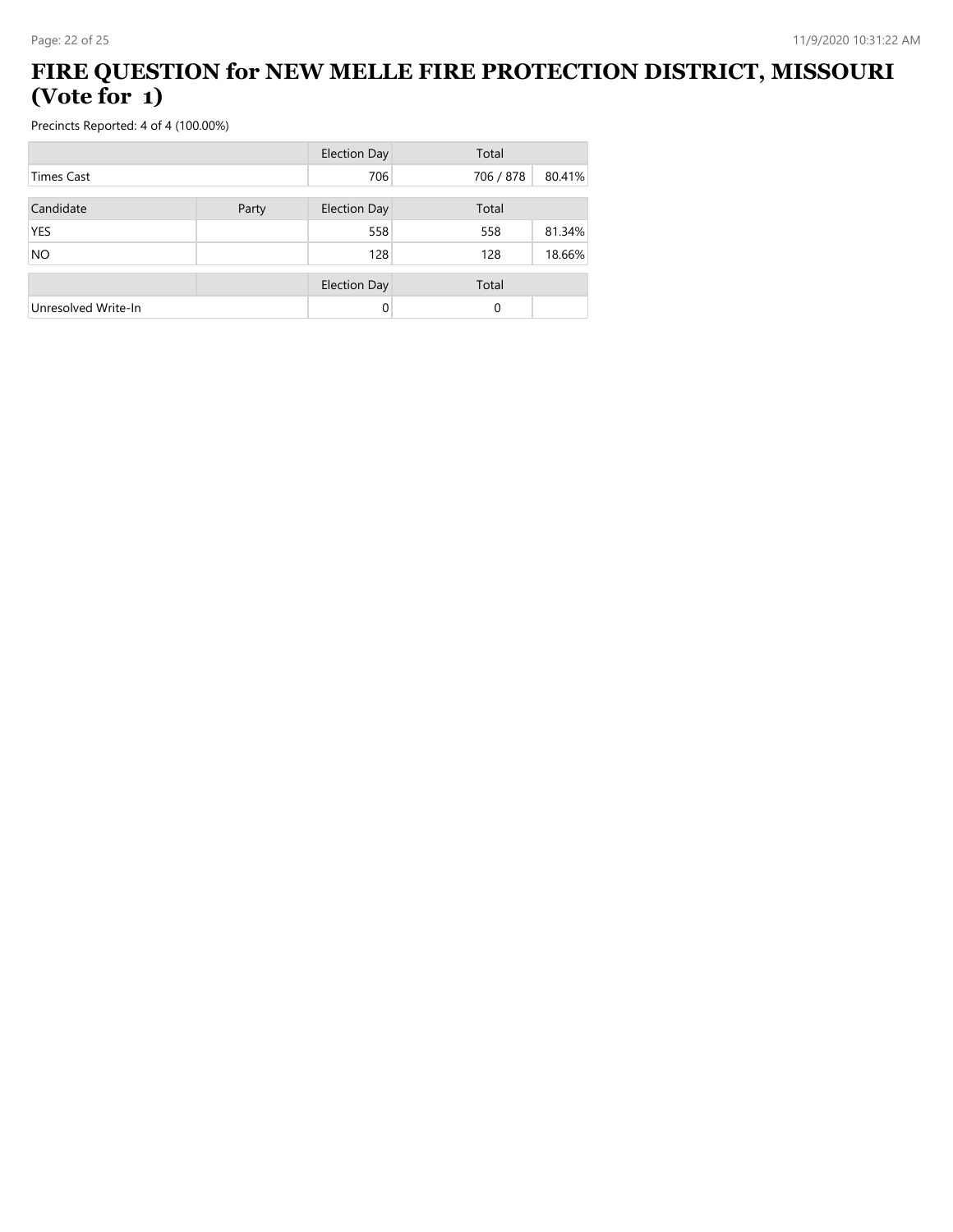# FIRE QUESTION for NEW MELLE FIRE PROTECTION DISTRICT, MISSOURI (Vote for 1)

Precincts Reported: 4 of 4 (100.00%)

| | | Election Day | Total | |
|---|---|---|---|---|
| Times Cast | | 706 | 706 / 878 | 80.41% |

| Candidate | Party | Election Day | Total | |
|---|---|---|---|---|
| YES | | 558 | 558 | 81.34% |
| NO | | 128 | 128 | 18.66% |

| | | Election Day | Total | |
|---|---|---|---|---|
| Unresolved Write-In | | 0 | 0 | |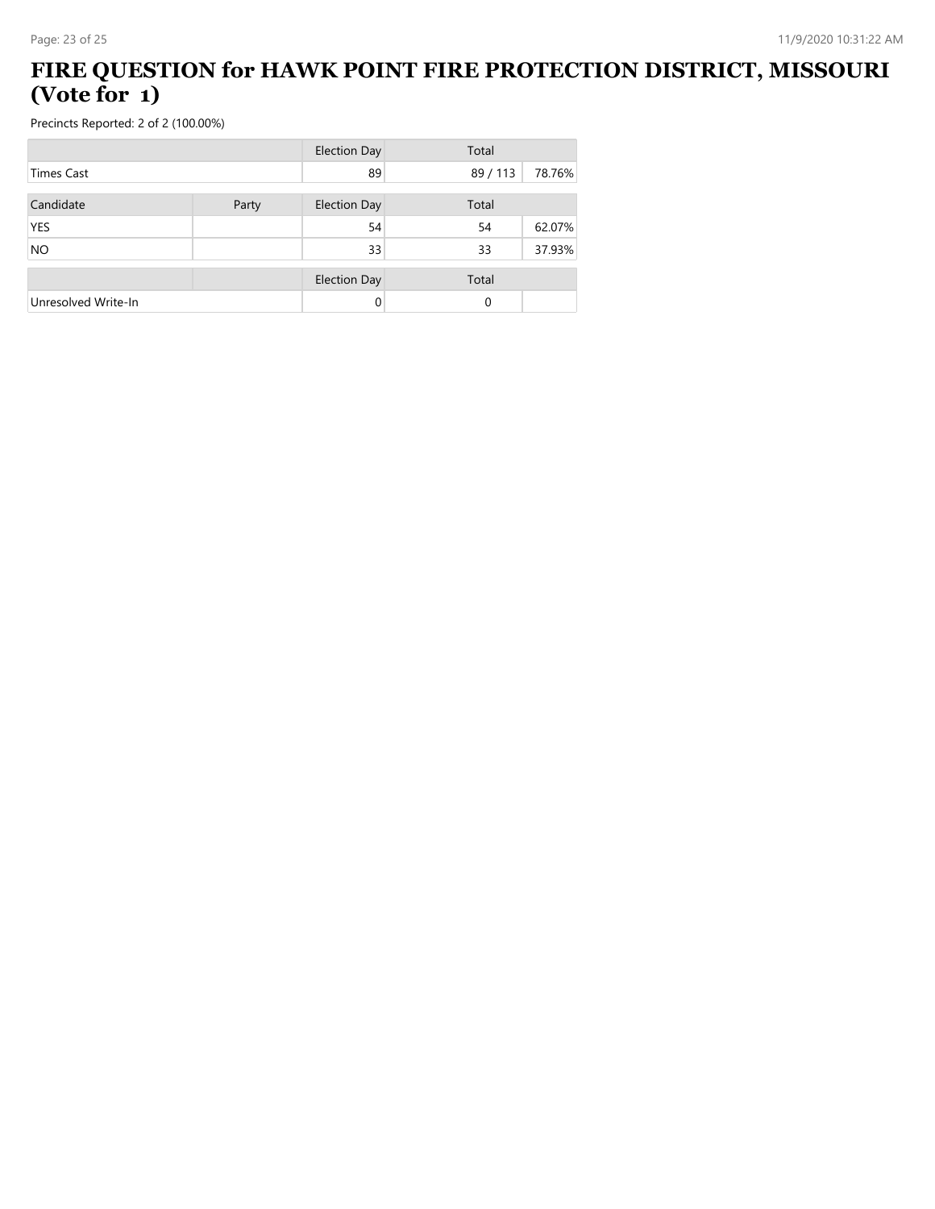# FIRE QUESTION for HAWK POINT FIRE PROTECTION DISTRICT, MISSOURI (Vote for 1)

Precincts Reported: 2 of 2 (100.00%)

| | | Election Day | Total | |
|---|---|---|---|---|
| Times Cast | | 89 | 89 / 113 | 78.76% |

| Candidate | Party | Election Day | Total | |
|---|---|---|---|---|
| YES | | 54 | 54 | 62.07% |
| NO | | 33 | 33 | 37.93% |

| | | Election Day | Total | |
|---|---|---|---|---|
| Unresolved Write-In | | 0 | 0 | |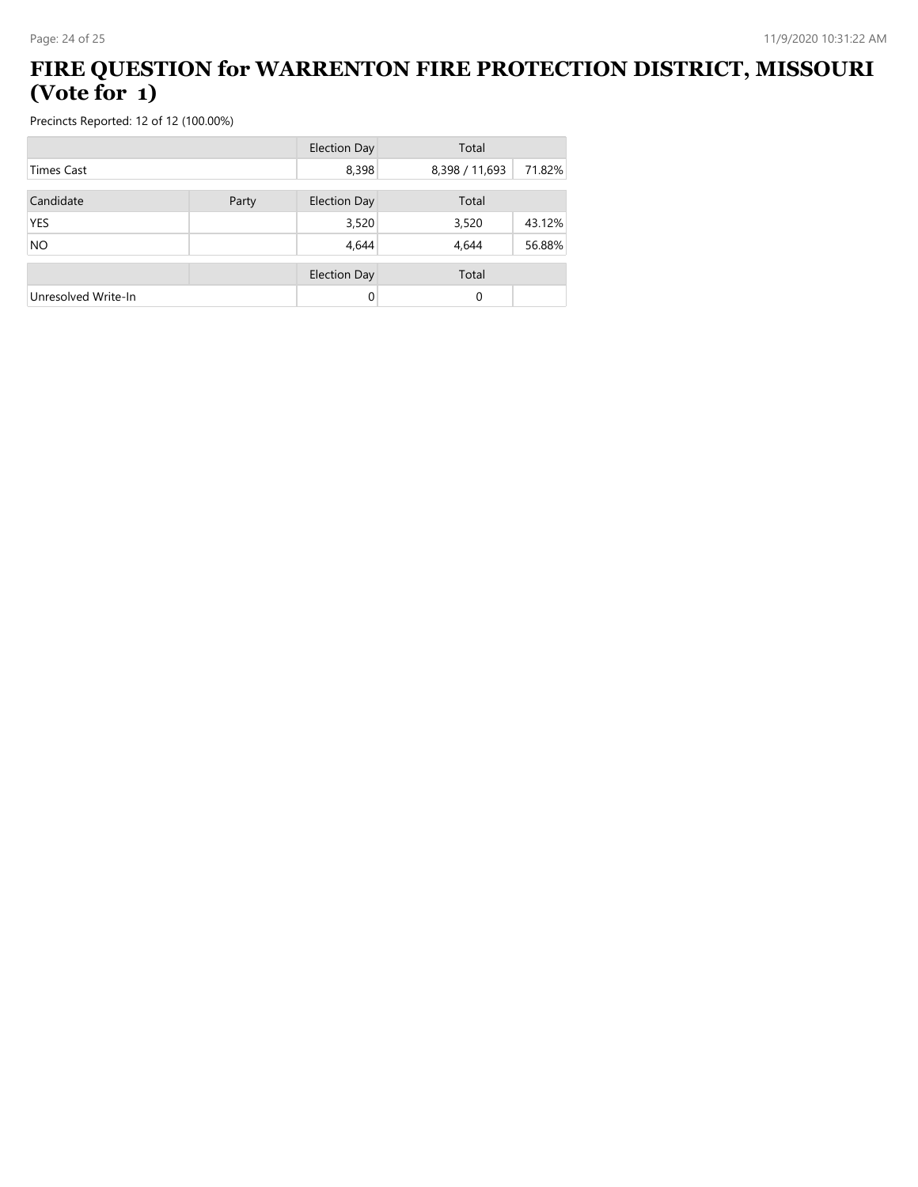# FIRE QUESTION for WARRENTON FIRE PROTECTION DISTRICT, MISSOURI (Vote for 1)

Precincts Reported: 12 of 12 (100.00%)

| | | Election Day | Total | |
|---|---|---|---|---|
| Times Cast | | 8,398 | 8,398 / 11,693 | 71.82% |

| Candidate | Party | Election Day | Total | |
|---|---|---|---|---|
| YES | | 3,520 | 3,520 | 43.12% |
| NO | | 4,644 | 4,644 | 56.88% |

| | | Election Day | Total | |
|---|---|---|---|---|
| Unresolved Write-In | | 0 | 0 | |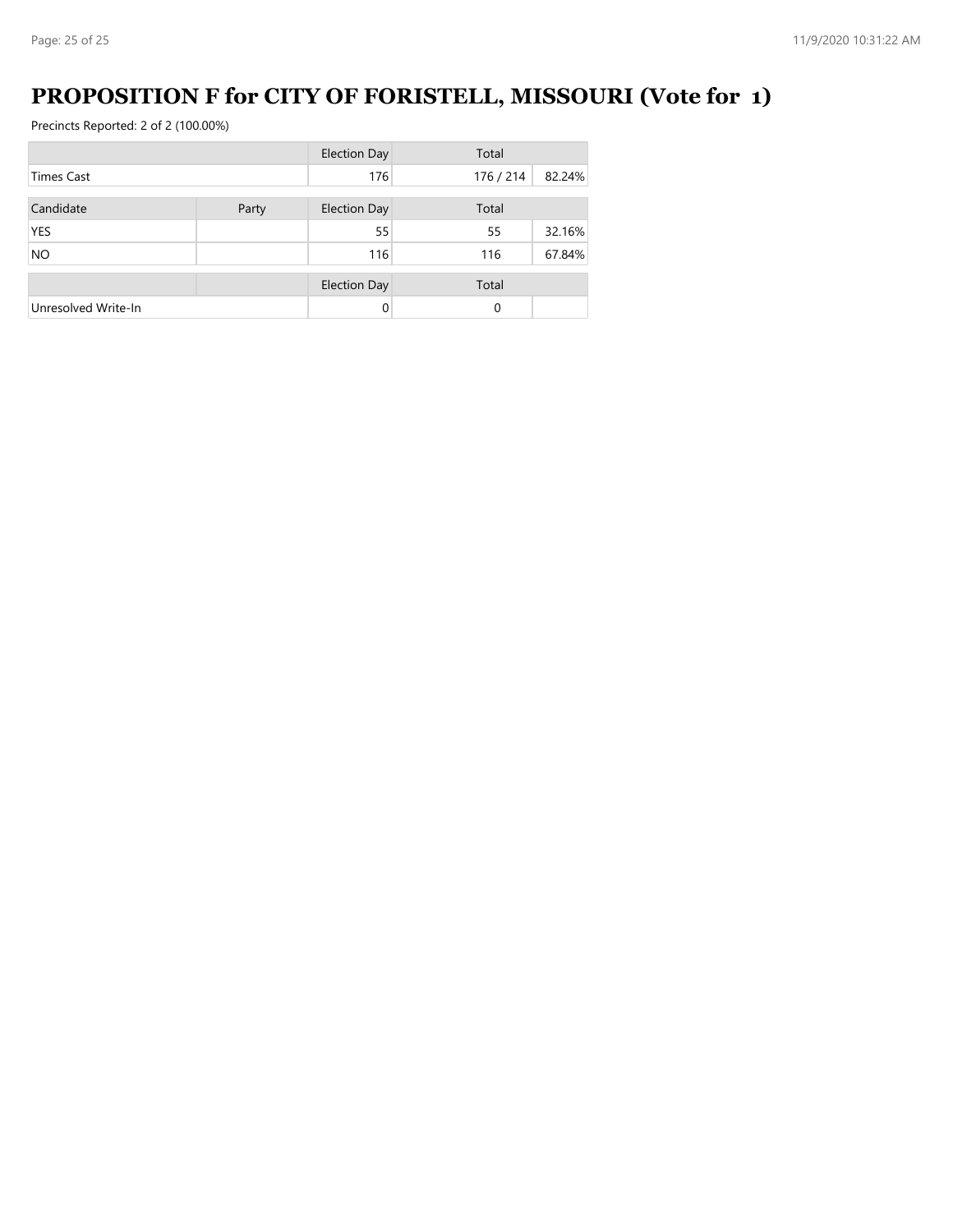# PROPOSITION F for CITY OF FORISTELL, MISSOURI (Vote for 1)

Precincts Reported: 2 of 2 (100.00%)

| | | Election Day | Total | |
|---|---|---|---|---|
| Times Cast | | 176 | 176 / 214 | 82.24% |
| **Candidate** | **Party** | **Election Day** | **Total** | |
| YES | | 55 | 55 | 32.16% |
| NO | | 116 | 116 | 67.84% |
| | | **Election Day** | **Total** | |
| Unresolved Write-In | | 0 | 0 | |